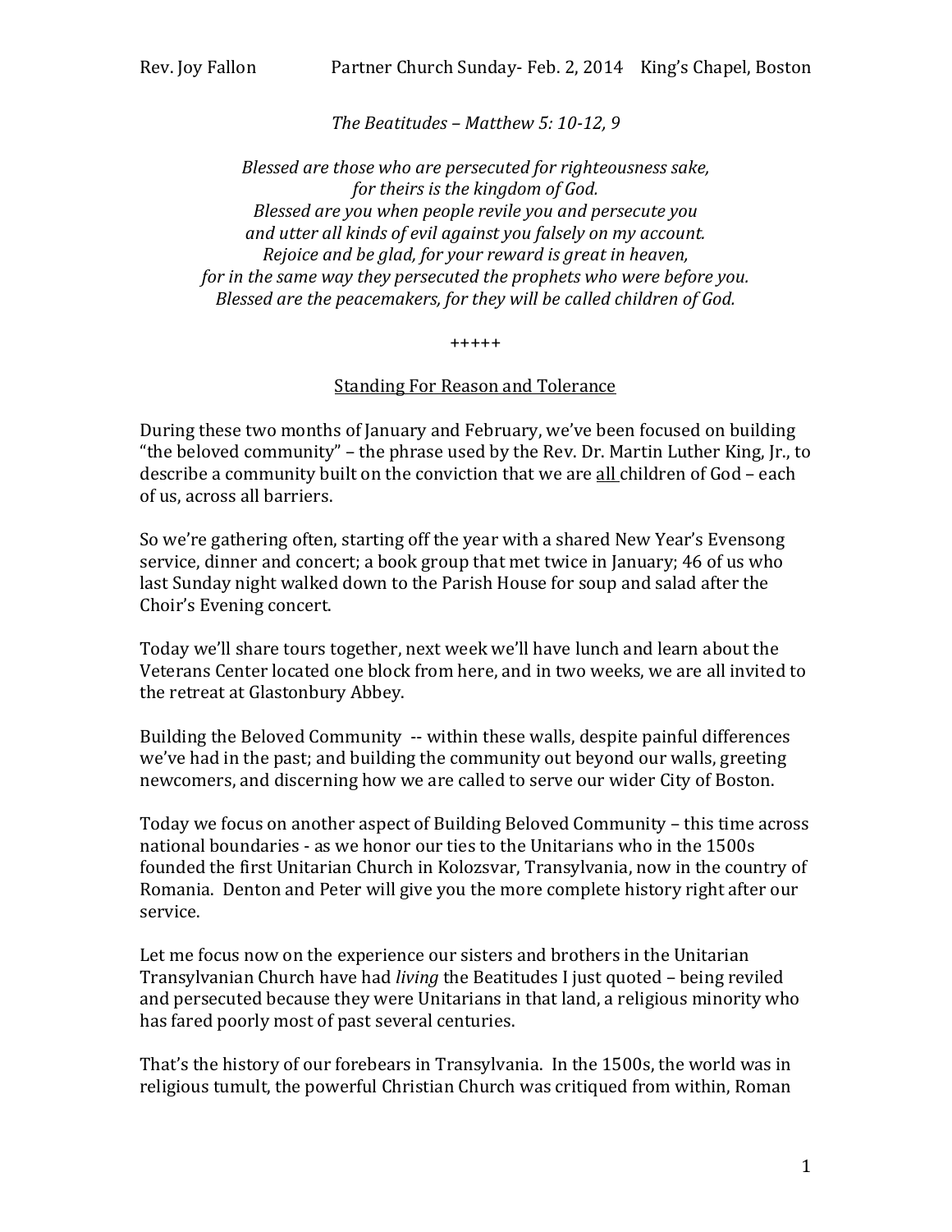Rev. Joy Fallon Partner Church Sunday- Feb. 2, 2014 King's Chapel, Boston

*The Beatitudes – Matthew 5: 10-12, 9*

*Blessed are those who are persecuted for righteousness sake,*
*for theirs is the kingdom of God.*
*Blessed are you when people revile you and persecute you*
*and utter all kinds of evil against you falsely on my account.*
*Rejoice and be glad, for your reward is great in heaven,*
*for in the same way they persecuted the prophets who were before you.*
*Blessed are the peacemakers, for they will be called children of God.*

+++++

## Standing For Reason and Tolerance

During these two months of January and February, we've been focused on building "the beloved community" – the phrase used by the Rev. Dr. Martin Luther King, Jr., to describe a community built on the conviction that we are <u>all</u> children of God – each of us, across all barriers.

So we're gathering often, starting off the year with a shared New Year's Evensong service, dinner and concert; a book group that met twice in January; 46 of us who last Sunday night walked down to the Parish House for soup and salad after the Choir's Evening concert.

Today we'll share tours together, next week we'll have lunch and learn about the Veterans Center located one block from here, and in two weeks, we are all invited to the retreat at Glastonbury Abbey.

Building the Beloved Community -- within these walls, despite painful differences we've had in the past; and building the community out beyond our walls, greeting newcomers, and discerning how we are called to serve our wider City of Boston.

Today we focus on another aspect of Building Beloved Community – this time across national boundaries - as we honor our ties to the Unitarians who in the 1500s founded the first Unitarian Church in Kolozsvar, Transylvania, now in the country of Romania. Denton and Peter will give you the more complete history right after our service.

Let me focus now on the experience our sisters and brothers in the Unitarian Transylvanian Church have had *living* the Beatitudes I just quoted – being reviled and persecuted because they were Unitarians in that land, a religious minority who has fared poorly most of past several centuries.

That's the history of our forebears in Transylvania. In the 1500s, the world was in religious tumult, the powerful Christian Church was critiqued from within, Roman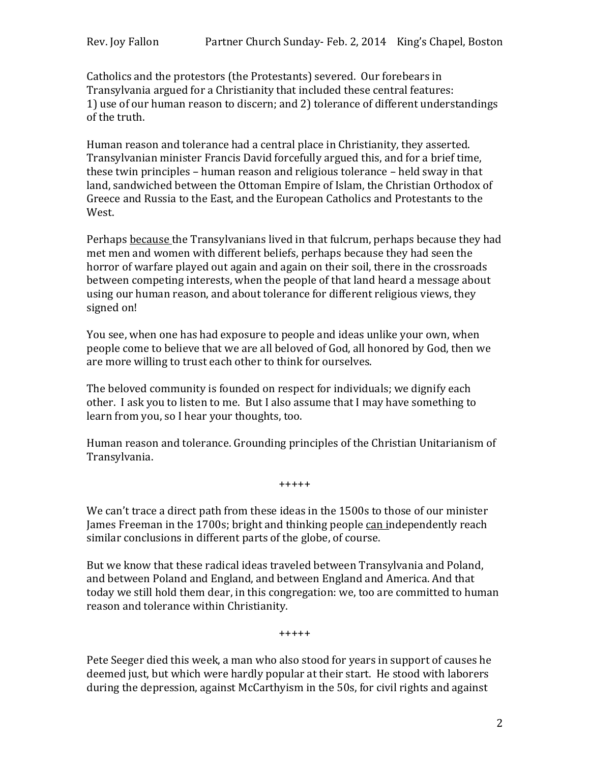Catholics and the protestors (the Protestants) severed. Our forebears in Transylvania argued for a Christianity that included these central features:
1) use of our human reason to discern; and 2) tolerance of different understandings of the truth.

Human reason and tolerance had a central place in Christianity, they asserted. Transylvanian minister Francis David forcefully argued this, and for a brief time, these twin principles – human reason and religious tolerance – held sway in that land, sandwiched between the Ottoman Empire of Islam, the Christian Orthodox of Greece and Russia to the East, and the European Catholics and Protestants to the West.

Perhaps <u>because</u> the Transylvanians lived in that fulcrum, perhaps because they had met men and women with different beliefs, perhaps because they had seen the horror of warfare played out again and again on their soil, there in the crossroads between competing interests, when the people of that land heard a message about using our human reason, and about tolerance for different religious views, they signed on!

You see, when one has had exposure to people and ideas unlike your own, when people come to believe that we are all beloved of God, all honored by God, then we are more willing to trust each other to think for ourselves.

The beloved community is founded on respect for individuals; we dignify each other. I ask you to listen to me. But I also assume that I may have something to learn from you, so I hear your thoughts, too.

Human reason and tolerance. Grounding principles of the Christian Unitarianism of Transylvania.

+++++

We can't trace a direct path from these ideas in the 1500s to those of our minister James Freeman in the 1700s; bright and thinking people <u>can</u> independently reach similar conclusions in different parts of the globe, of course.

But we know that these radical ideas traveled between Transylvania and Poland, and between Poland and England, and between England and America. And that today we still hold them dear, in this congregation: we, too are committed to human reason and tolerance within Christianity.

+++++

Pete Seeger died this week, a man who also stood for years in support of causes he deemed just, but which were hardly popular at their start. He stood with laborers during the depression, against McCarthyism in the 50s, for civil rights and against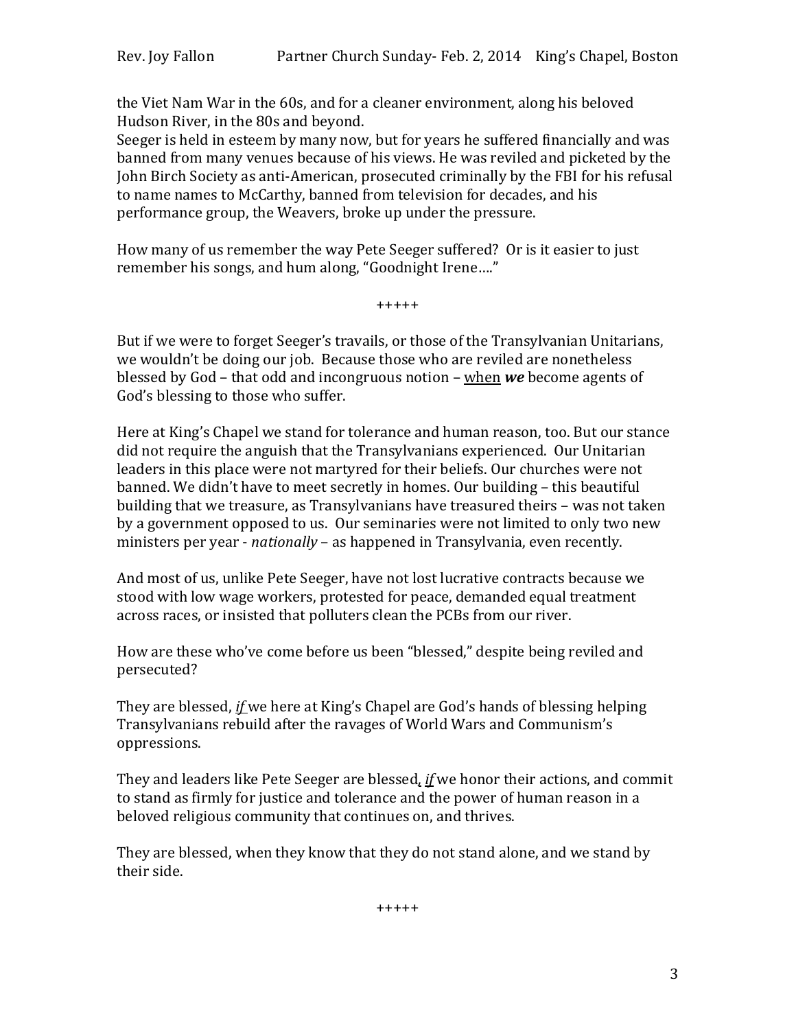the Viet Nam War in the 60s, and for a cleaner environment, along his beloved Hudson River, in the 80s and beyond.
Seeger is held in esteem by many now, but for years he suffered financially and was banned from many venues because of his views. He was reviled and picketed by the John Birch Society as anti-American, prosecuted criminally by the FBI for his refusal to name names to McCarthy, banned from television for decades, and his performance group, the Weavers, broke up under the pressure.

How many of us remember the way Pete Seeger suffered? Or is it easier to just remember his songs, and hum along, "Goodnight Irene…."

+++++

But if we were to forget Seeger's travails, or those of the Transylvanian Unitarians, we wouldn't be doing our job. Because those who are reviled are nonetheless blessed by God – that odd and incongruous notion – <u>when</u> ***we*** become agents of God's blessing to those who suffer.

Here at King's Chapel we stand for tolerance and human reason, too. But our stance did not require the anguish that the Transylvanians experienced. Our Unitarian leaders in this place were not martyred for their beliefs. Our churches were not banned. We didn't have to meet secretly in homes. Our building – this beautiful building that we treasure, as Transylvanians have treasured theirs – was not taken by a government opposed to us. Our seminaries were not limited to only two new ministers per year - *nationally* – as happened in Transylvania, even recently.

And most of us, unlike Pete Seeger, have not lost lucrative contracts because we stood with low wage workers, protested for peace, demanded equal treatment across races, or insisted that polluters clean the PCBs from our river.

How are these who've come before us been "blessed," despite being reviled and persecuted?

They are blessed, <u>*if*</u> we here at King's Chapel are God's hands of blessing helping Transylvanians rebuild after the ravages of World Wars and Communism's oppressions.

They and leaders like Pete Seeger are blessed, <u>*if*</u> we honor their actions, and commit to stand as firmly for justice and tolerance and the power of human reason in a beloved religious community that continues on, and thrives.

They are blessed, when they know that they do not stand alone, and we stand by their side.

+++++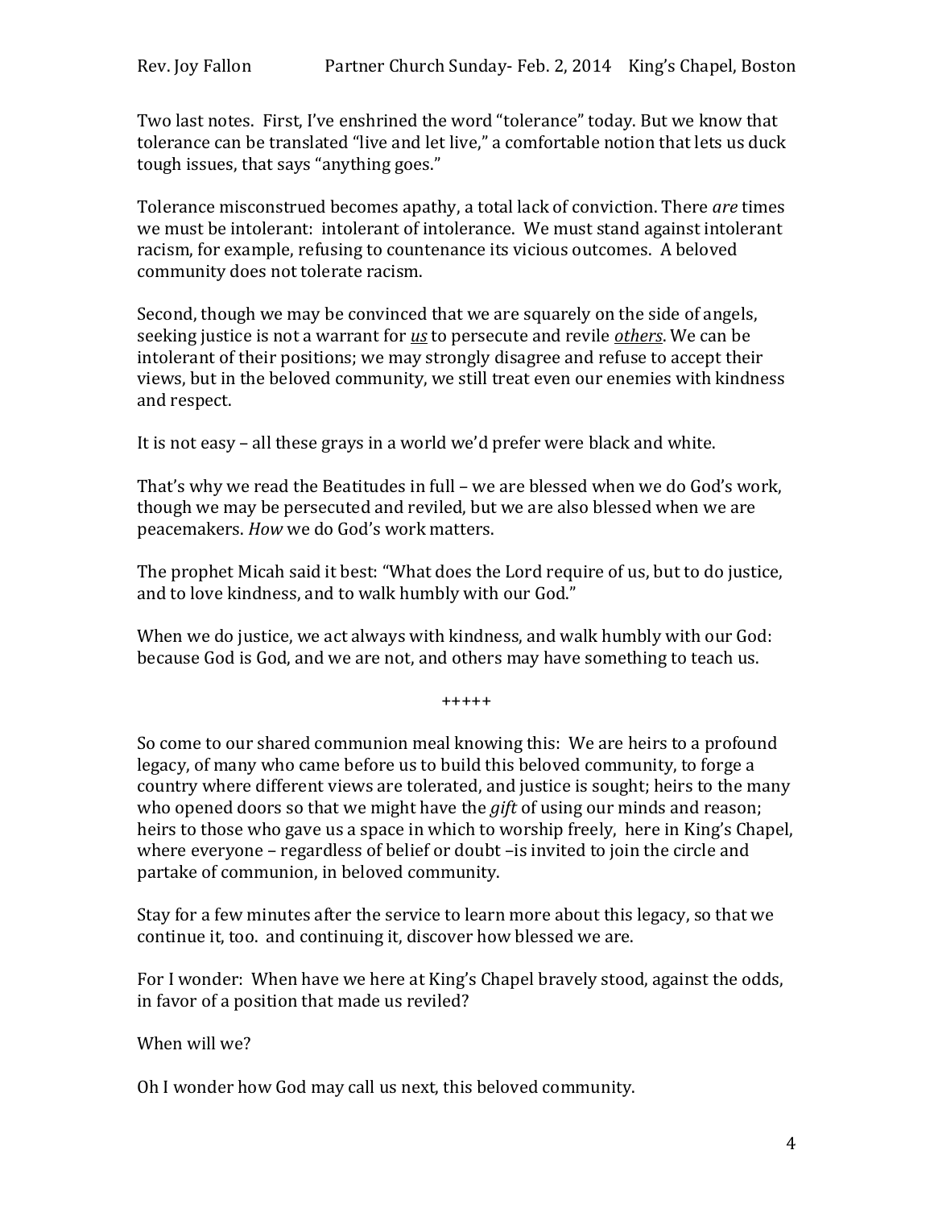Two last notes. First, I've enshrined the word "tolerance" today. But we know that tolerance can be translated "live and let live," a comfortable notion that lets us duck tough issues, that says "anything goes."

Tolerance misconstrued becomes apathy, a total lack of conviction. There *are* times we must be intolerant: intolerant of intolerance. We must stand against intolerant racism, for example, refusing to countenance its vicious outcomes. A beloved community does not tolerate racism.

Second, though we may be convinced that we are squarely on the side of angels, seeking justice is not a warrant for ***us*** to persecute and revile ***others***. We can be intolerant of their positions; we may strongly disagree and refuse to accept their views, but in the beloved community, we still treat even our enemies with kindness and respect.

It is not easy – all these grays in a world we'd prefer were black and white.

That's why we read the Beatitudes in full – we are blessed when we do God's work, though we may be persecuted and reviled, but we are also blessed when we are peacemakers. *How* we do God's work matters.

The prophet Micah said it best: "What does the Lord require of us, but to do justice, and to love kindness, and to walk humbly with our God."

When we do justice, we act always with kindness, and walk humbly with our God: because God is God, and we are not, and others may have something to teach us.

+++++

So come to our shared communion meal knowing this: We are heirs to a profound legacy, of many who came before us to build this beloved community, to forge a country where different views are tolerated, and justice is sought; heirs to the many who opened doors so that we might have the *gift* of using our minds and reason; heirs to those who gave us a space in which to worship freely, here in King's Chapel, where everyone – regardless of belief or doubt –is invited to join the circle and partake of communion, in beloved community.

Stay for a few minutes after the service to learn more about this legacy, so that we continue it, too. and continuing it, discover how blessed we are.

For I wonder: When have we here at King's Chapel bravely stood, against the odds, in favor of a position that made us reviled?

When will we?

Oh I wonder how God may call us next, this beloved community.